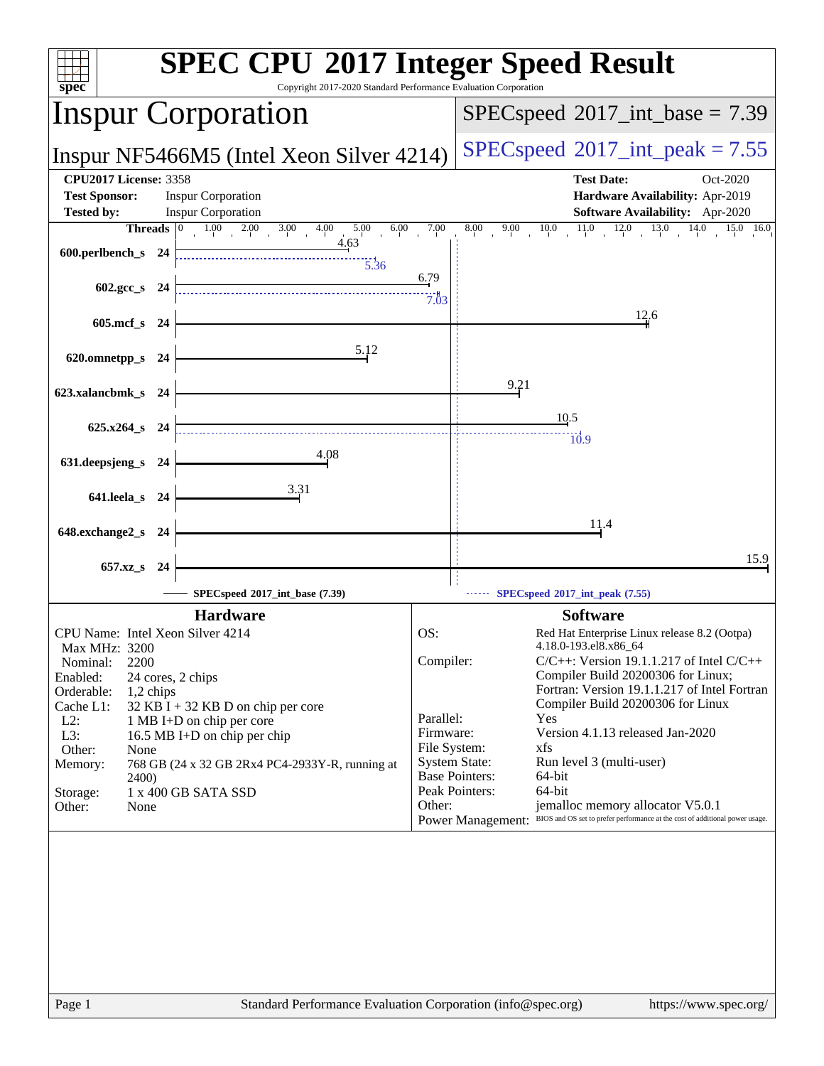# SPEC CPU 2017 Integer Speed Result

Copyright 2017-2020 Standard Performance Evaluation Corporation

## Inspur Corporation

Inspur NF5466M5 (Intel Xeon Silver 4214)

SPECspeed 2017_int_base = 7.39

SPECspeed 2017_int_peak = 7.55

**CPU2017 License:** 3358
**Test Sponsor:** Inspur Corporation
**Tested by:** Inspur Corporation

**Test Date:** Oct-2020
**Hardware Availability:** Apr-2019
**Software Availability:** Apr-2020

| Benchmark | Threads | Base | Peak |
|---|---|---|---|
| 600.perlbench_s | 24 | 4.63 | 5.36 |
| 602.gcc_s | 24 | 6.79 | 7.03 |
| 605.mcf_s | 24 | 12.6 | |
| 620.omnetpp_s | 24 | 5.12 | |
| 623.xalancbmk_s | 24 | 9.21 | |
| 625.x264_s | 24 | 10.5 | 10.9 |
| 631.deepsjeng_s | 24 | 4.08 | |
| 641.leela_s | 24 | 3.31 | |
| 648.exchange2_s | 24 | 11.4 | |
| 657.xz_s | 24 | 15.9 | |

SPECspeed 2017_int_base (7.39)
SPECspeed 2017_int_peak (7.55)

### Hardware

| | |
|---|---|
| CPU Name: | Intel Xeon Silver 4214 |
| Max MHz: | 3200 |
| Nominal: | 2200 |
| Enabled: | 24 cores, 2 chips |
| Orderable: | 1,2 chips |
| Cache L1: | 32 KB I + 32 KB D on chip per core |
| L2: | 1 MB I+D on chip per core |
| L3: | 16.5 MB I+D on chip per chip |
| Other: | None |
| Memory: | 768 GB (24 x 32 GB 2Rx4 PC4-2933Y-R, running at 2400) |
| Storage: | 1 x 400 GB SATA SSD |
| Other: | None |

### Software

| | |
|---|---|
| OS: | Red Hat Enterprise Linux release 8.2 (Ootpa) 4.18.0-193.el8.x86_64 |
| Compiler: | C/C++: Version 19.1.1.217 of Intel C/C++ Compiler Build 20200306 for Linux; Fortran: Version 19.1.1.217 of Intel Fortran Compiler Build 20200306 for Linux |
| Parallel: | Yes |
| Firmware: | Version 4.1.13 released Jan-2020 |
| File System: | xfs |
| System State: | Run level 3 (multi-user) |
| Base Pointers: | 64-bit |
| Peak Pointers: | 64-bit |
| Other: | jemalloc memory allocator V5.0.1 |
| Power Management: | BIOS and OS set to prefer performance at the cost of additional power usage. |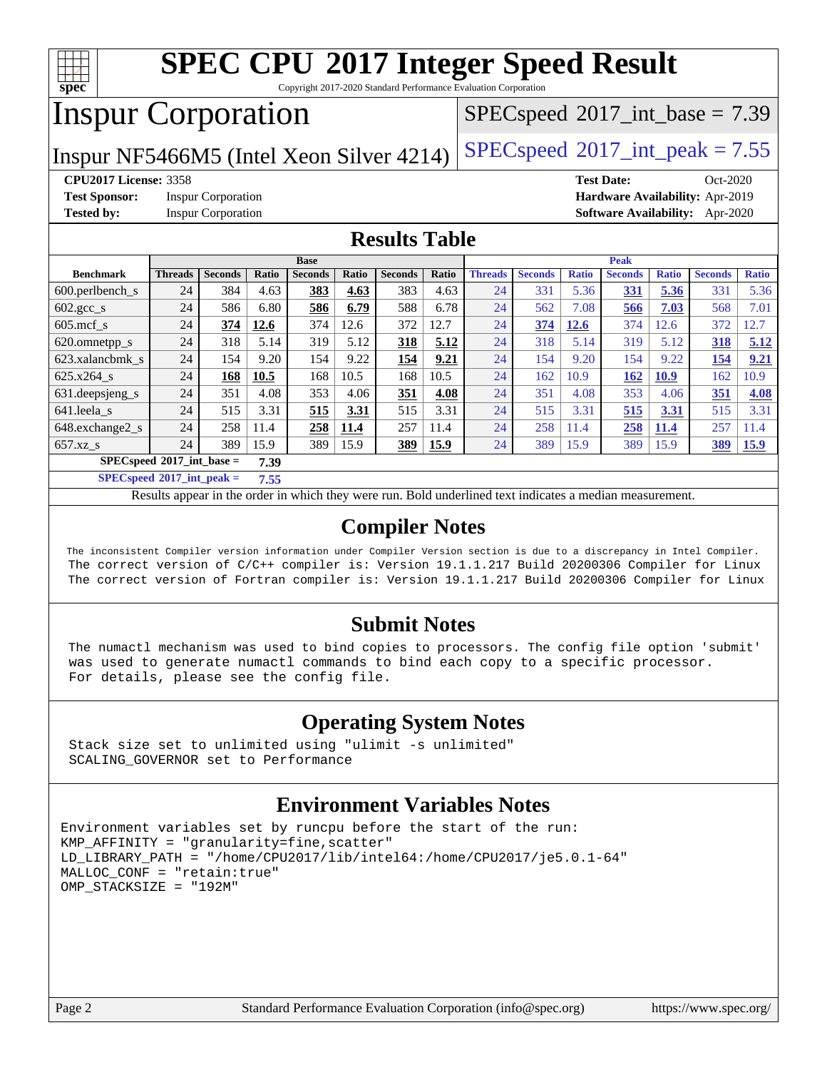# SPEC CPU 2017 Integer Speed Result

Copyright 2017-2020 Standard Performance Evaluation Corporation

# Inspur Corporation

Inspur NF5466M5 (Intel Xeon Silver 4214)

SPECspeed 2017_int_base = 7.39

SPECspeed 2017_int_peak = 7.55

**CPU2017 License:** 3358
**Test Sponsor:** Inspur Corporation
**Tested by:** Inspur Corporation
**Test Date:** Oct-2020
**Hardware Availability:** Apr-2019
**Software Availability:** Apr-2020

## Results Table

| | Base | | | | | | | Peak | | | | | | |
|---|---|---|---|---|---|---|---|---|---|---|---|---|---|---|
| **Benchmark** | **Threads** | **Seconds** | **Ratio** | **Seconds** | **Ratio** | **Seconds** | **Ratio** | **Threads** | **Seconds** | **Ratio** | **Seconds** | **Ratio** | **Seconds** | **Ratio** |
| 600.perlbench_s | 24 | 384 | 4.63 | **383** | **4.63** | 383 | 4.63 | 24 | 331 | 5.36 | **331** | **5.36** | 331 | 5.36 |
| 602.gcc_s | 24 | 586 | 6.80 | **586** | **6.79** | 588 | 6.78 | 24 | 562 | 7.08 | **566** | **7.03** | 568 | 7.01 |
| 605.mcf_s | 24 | **374** | **12.6** | 374 | 12.6 | 372 | 12.7 | 24 | **374** | **12.6** | 374 | 12.6 | 372 | 12.7 |
| 620.omnetpp_s | 24 | 318 | 5.14 | 319 | 5.12 | **318** | **5.12** | 24 | 318 | 5.14 | 319 | 5.12 | **318** | **5.12** |
| 623.xalancbmk_s | 24 | 154 | 9.20 | 154 | 9.22 | **154** | **9.21** | 24 | 154 | 9.20 | 154 | 9.22 | **154** | **9.21** |
| 625.x264_s | 24 | **168** | **10.5** | 168 | 10.5 | 168 | 10.5 | 24 | 162 | 10.9 | **162** | **10.9** | 162 | 10.9 |
| 631.deepsjeng_s | 24 | 351 | 4.08 | 353 | 4.06 | **351** | **4.08** | 24 | 351 | 4.08 | 353 | 4.06 | **351** | **4.08** |
| 641.leela_s | 24 | 515 | 3.31 | **515** | **3.31** | 515 | 3.31 | 24 | 515 | 3.31 | **515** | **3.31** | 515 | 3.31 |
| 648.exchange2_s | 24 | 258 | 11.4 | **258** | **11.4** | 257 | 11.4 | 24 | 258 | 11.4 | **258** | **11.4** | 257 | 11.4 |
| 657.xz_s | 24 | 389 | 15.9 | 389 | 15.9 | **389** | **15.9** | 24 | 389 | 15.9 | 389 | 15.9 | **389** | **15.9** |

**SPECspeed 2017_int_base = 7.39**

**SPECspeed 2017_int_peak = 7.55**

Results appear in the order in which they were run. Bold underlined text indicates a median measurement.

## Compiler Notes

The inconsistent Compiler version information under Compiler Version section is due to a discrepancy in Intel Compiler.
The correct version of C/C++ compiler is: Version 19.1.1.217 Build 20200306 Compiler for Linux
The correct version of Fortran compiler is: Version 19.1.1.217 Build 20200306 Compiler for Linux

## Submit Notes

The numactl mechanism was used to bind copies to processors. The config file option 'submit' was used to generate numactl commands to bind each copy to a specific processor. For details, please see the config file.

## Operating System Notes

Stack size set to unlimited using "ulimit -s unlimited"
SCALING_GOVERNOR set to Performance

## Environment Variables Notes

```
Environment variables set by runcpu before the start of the run:
KMP_AFFINITY = "granularity=fine,scatter"
LD_LIBRARY_PATH = "/home/CPU2017/lib/intel64:/home/CPU2017/je5.0.1-64"
MALLOC_CONF = "retain:true"
OMP_STACKSIZE = "192M"
```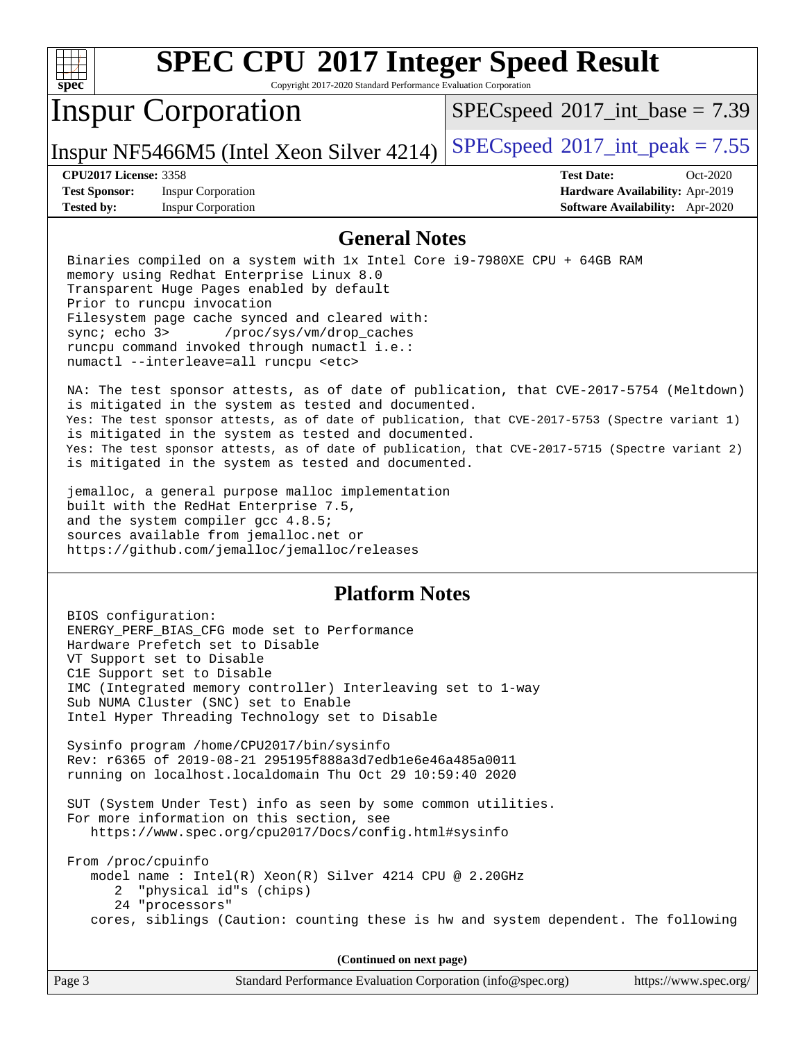# SPEC CPU 2017 Integer Speed Result

Copyright 2017-2020 Standard Performance Evaluation Corporation

## Inspur Corporation

Inspur NF5466M5 (Intel Xeon Silver 4214)

SPECspeed 2017_int_base = 7.39

SPECspeed 2017_int_peak = 7.55

| | | | |
|---|---|---|---|
| **CPU2017 License:** | 3358 | **Test Date:** | Oct-2020 |
| **Test Sponsor:** | Inspur Corporation | **Hardware Availability:** | Apr-2019 |
| **Tested by:** | Inspur Corporation | **Software Availability:** | Apr-2020 |

### General Notes

```
Binaries compiled on a system with 1x Intel Core i9-7980XE CPU + 64GB RAM
memory using Redhat Enterprise Linux 8.0
Transparent Huge Pages enabled by default
Prior to runcpu invocation
Filesystem page cache synced and cleared with:
sync; echo 3>       /proc/sys/vm/drop_caches
runcpu command invoked through numactl i.e.:
numactl --interleave=all runcpu <etc>

NA: The test sponsor attests, as of date of publication, that CVE-2017-5754 (Meltdown)
is mitigated in the system as tested and documented.
Yes: The test sponsor attests, as of date of publication, that CVE-2017-5753 (Spectre variant 1)
is mitigated in the system as tested and documented.
Yes: The test sponsor attests, as of date of publication, that CVE-2017-5715 (Spectre variant 2)
is mitigated in the system as tested and documented.

jemalloc, a general purpose malloc implementation
built with the RedHat Enterprise 7.5,
and the system compiler gcc 4.8.5;
sources available from jemalloc.net or
https://github.com/jemalloc/jemalloc/releases
```

### Platform Notes

```
BIOS configuration:
ENERGY_PERF_BIAS_CFG mode set to Performance
Hardware Prefetch set to Disable
VT Support set to Disable
C1E Support set to Disable
IMC (Integrated memory controller) Interleaving set to 1-way
Sub NUMA Cluster (SNC) set to Enable
Intel Hyper Threading Technology set to Disable

Sysinfo program /home/CPU2017/bin/sysinfo
Rev: r6365 of 2019-08-21 295195f888a3d7edb1e6e46a485a0011
running on localhost.localdomain Thu Oct 29 10:59:40 2020

SUT (System Under Test) info as seen by some common utilities.
For more information on this section, see
   https://www.spec.org/cpu2017/Docs/config.html#sysinfo

From /proc/cpuinfo
   model name : Intel(R) Xeon(R) Silver 4214 CPU @ 2.20GHz
      2  "physical id"s (chips)
      24 "processors"
   cores, siblings (Caution: counting these is hw and system dependent. The following
```

**(Continued on next page)**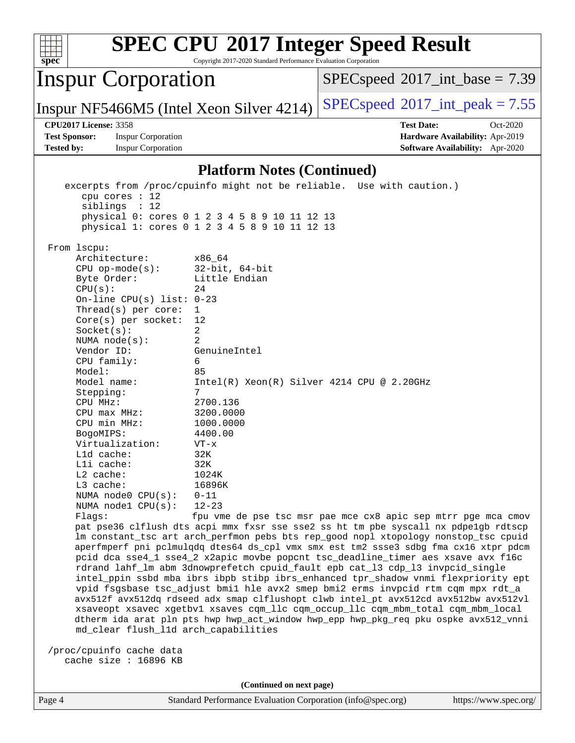## Platform Notes (Continued)

```
   excerpts from /proc/cpuinfo might not be reliable.  Use with caution.)
      cpu cores : 12
      siblings  : 12
      physical 0: cores 0 1 2 3 4 5 8 9 10 11 12 13
      physical 1: cores 0 1 2 3 4 5 8 9 10 11 12 13

 From lscpu:
      Architecture:        x86_64
      CPU op-mode(s):      32-bit, 64-bit
      Byte Order:          Little Endian
      CPU(s):              24
      On-line CPU(s) list: 0-23
      Thread(s) per core:  1
      Core(s) per socket:  12
      Socket(s):           2
      NUMA node(s):        2
      Vendor ID:           GenuineIntel
      CPU family:          6
      Model:               85
      Model name:          Intel(R) Xeon(R) Silver 4214 CPU @ 2.20GHz
      Stepping:            7
      CPU MHz:             2700.136
      CPU max MHz:         3200.0000
      CPU min MHz:         1000.0000
      BogoMIPS:            4400.00
      Virtualization:      VT-x
      L1d cache:           32K
      L1i cache:           32K
      L2 cache:            1024K
      L3 cache:            16896K
      NUMA node0 CPU(s):   0-11
      NUMA node1 CPU(s):   12-23
      Flags:               fpu vme de pse tsc msr pae mce cx8 apic sep mtrr pge mca cmov
      pat pse36 clflush dts acpi mmx fxsr sse sse2 ss ht tm pbe syscall nx pdpe1gb rdtscp
      lm constant_tsc art arch_perfmon pebs bts rep_good nopl xtopology nonstop_tsc cpuid
      aperfmperf pni pclmulqdq dtes64 ds_cpl vmx smx est tm2 ssse3 sdbg fma cx16 xtpr pdcm
      pcid dca sse4_1 sse4_2 x2apic movbe popcnt tsc_deadline_timer aes xsave avx f16c
      rdrand lahf_lm abm 3dnowprefetch cpuid_fault epb cat_l3 cdp_l3 invpcid_single
      intel_ppin ssbd mba ibrs ibpb stibp ibrs_enhanced tpr_shadow vnmi flexpriority ept
      vpid fsgsbase tsc_adjust bmi1 hle avx2 smep bmi2 erms invpcid rtm cqm mpx rdt_a
      avx512f avx512dq rdseed adx smap clflushopt clwb intel_pt avx512cd avx512bw avx512vl
      xsaveopt xsavec xgetbv1 xsaves cqm_llc cqm_occup_llc cqm_mbm_total cqm_mbm_local
      dtherm ida arat pln pts hwp hwp_act_window hwp_epp hwp_pkg_req pku ospke avx512_vnni
      md_clear flush_l1d arch_capabilities

 /proc/cpuinfo cache data
    cache size : 16896 KB
```

(Continued on next page)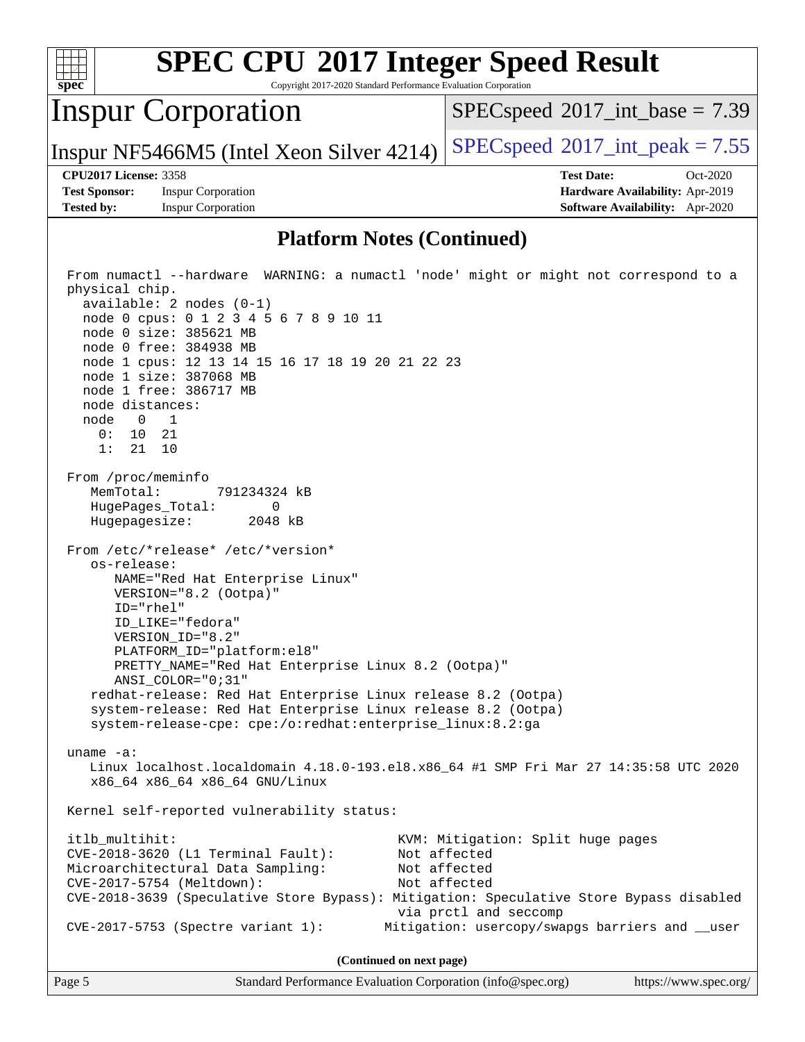# SPEC CPU 2017 Integer Speed Result

Copyright 2017-2020 Standard Performance Evaluation Corporation

## Inspur Corporation

Inspur NF5466M5 (Intel Xeon Silver 4214)

SPECspeed 2017_int_base = 7.39

SPECspeed 2017_int_peak = 7.55

**CPU2017 License:** 3358
**Test Sponsor:** Inspur Corporation
**Tested by:** Inspur Corporation

**Test Date:** Oct-2020
**Hardware Availability:** Apr-2019
**Software Availability:** Apr-2020

### Platform Notes (Continued)

```
From numactl --hardware  WARNING: a numactl 'node' might or might not correspond to a
physical chip.
  available: 2 nodes (0-1)
  node 0 cpus: 0 1 2 3 4 5 6 7 8 9 10 11
  node 0 size: 385621 MB
  node 0 free: 384938 MB
  node 1 cpus: 12 13 14 15 16 17 18 19 20 21 22 23
  node 1 size: 387068 MB
  node 1 free: 386717 MB
  node distances:
  node   0   1
    0:  10  21
    1:  21  10

From /proc/meminfo
   MemTotal:       791234324 kB
   HugePages_Total:       0
   Hugepagesize:       2048 kB

From /etc/*release* /etc/*version*
   os-release:
      NAME="Red Hat Enterprise Linux"
      VERSION="8.2 (Ootpa)"
      ID="rhel"
      ID_LIKE="fedora"
      VERSION_ID="8.2"
      PLATFORM_ID="platform:el8"
      PRETTY_NAME="Red Hat Enterprise Linux 8.2 (Ootpa)"
      ANSI_COLOR="0;31"
   redhat-release: Red Hat Enterprise Linux release 8.2 (Ootpa)
   system-release: Red Hat Enterprise Linux release 8.2 (Ootpa)
   system-release-cpe: cpe:/o:redhat:enterprise_linux:8.2:ga

uname -a:
   Linux localhost.localdomain 4.18.0-193.el8.x86_64 #1 SMP Fri Mar 27 14:35:58 UTC 2020
   x86_64 x86_64 x86_64 GNU/Linux

Kernel self-reported vulnerability status:

itlb_multihit:                                   KVM: Mitigation: Split huge pages
CVE-2018-3620 (L1 Terminal Fault):               Not affected
Microarchitectural Data Sampling:                Not affected
CVE-2017-5754 (Meltdown):                        Not affected
CVE-2018-3639 (Speculative Store Bypass): Mitigation: Speculative Store Bypass disabled
                                                 via prctl and seccomp
CVE-2017-5753 (Spectre variant 1):             Mitigation: usercopy/swapgs barriers and __user
```

(Continued on next page)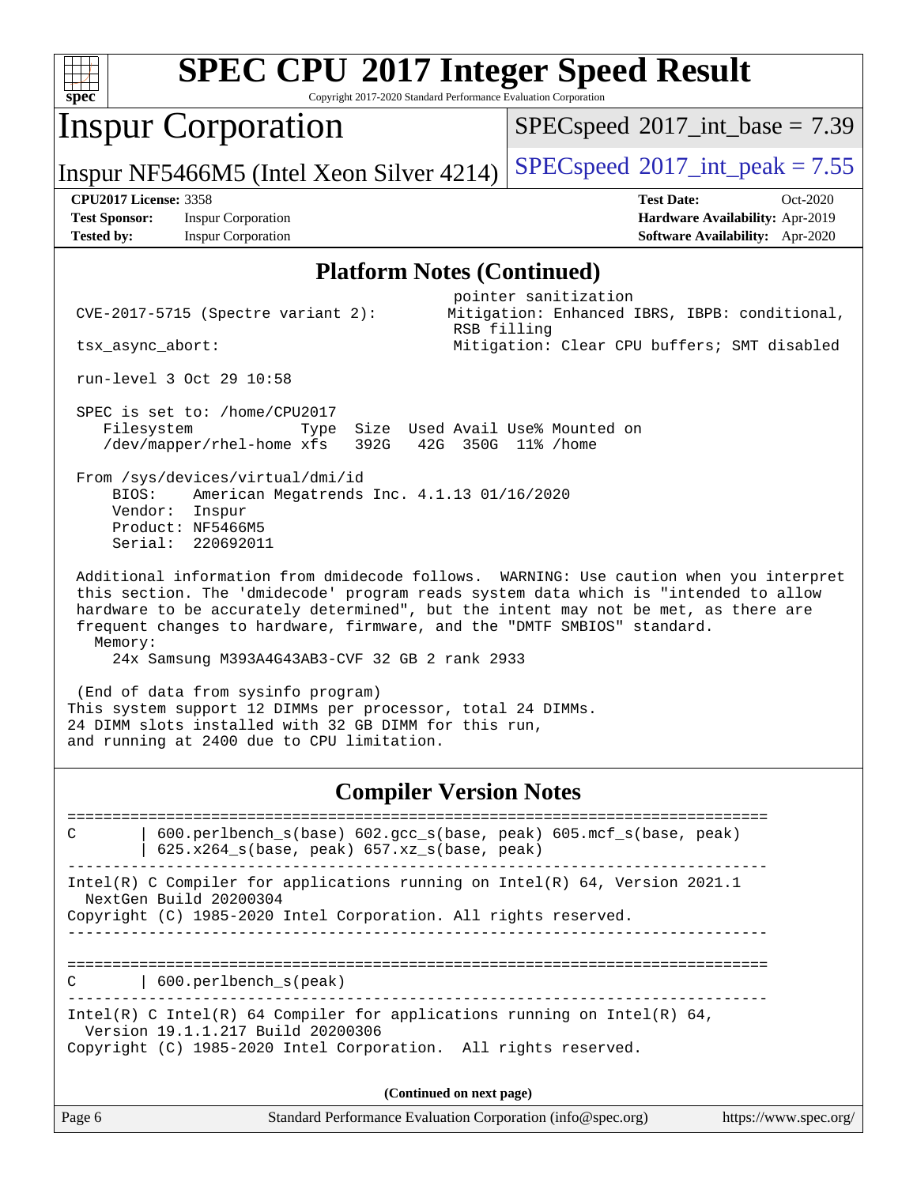# SPEC CPU 2017 Integer Speed Result

Copyright 2017-2020 Standard Performance Evaluation Corporation

## Inspur Corporation

Inspur NF5466M5 (Intel Xeon Silver 4214)

SPECspeed 2017_int_base = 7.39

SPECspeed 2017_int_peak = 7.55

**CPU2017 License:** 3358
**Test Sponsor:** Inspur Corporation
**Tested by:** Inspur Corporation

**Test Date:** Oct-2020
**Hardware Availability:** Apr-2019
**Software Availability:** Apr-2020

### Platform Notes (Continued)

```
                                         pointer sanitization
 CVE-2017-5715 (Spectre variant 2):      Mitigation: Enhanced IBRS, IBPB: conditional,
                                         RSB filling
 tsx_async_abort:                        Mitigation: Clear CPU buffers; SMT disabled

 run-level 3 Oct 29 10:58

 SPEC is set to: /home/CPU2017
    Filesystem            Type  Size  Used Avail Use% Mounted on
    /dev/mapper/rhel-home xfs   392G   42G  350G  11% /home

 From /sys/devices/virtual/dmi/id
     BIOS:    American Megatrends Inc. 4.1.13 01/16/2020
     Vendor:  Inspur
     Product: NF5466M5
     Serial:  220692011

 Additional information from dmidecode follows.  WARNING: Use caution when you interpret
 this section. The 'dmidecode' program reads system data which is "intended to allow
 hardware to be accurately determined", but the intent may not be met, as there are
 frequent changes to hardware, firmware, and the "DMTF SMBIOS" standard.
   Memory:
     24x Samsung M393A4G43AB3-CVF 32 GB 2 rank 2933

 (End of data from sysinfo program)
This system support 12 DIMMs per processor, total 24 DIMMs.
24 DIMM slots installed with 32 GB DIMM for this run,
and running at 2400 due to CPU limitation.
```

### Compiler Version Notes

```
==============================================================================
C       | 600.perlbench_s(base) 602.gcc_s(base, peak) 605.mcf_s(base, peak)
        | 625.x264_s(base, peak) 657.xz_s(base, peak)
------------------------------------------------------------------------------
Intel(R) C Compiler for applications running on Intel(R) 64, Version 2021.1
  NextGen Build 20200304
Copyright (C) 1985-2020 Intel Corporation. All rights reserved.
------------------------------------------------------------------------------

==============================================================================
C       | 600.perlbench_s(peak)
------------------------------------------------------------------------------
Intel(R) C Intel(R) 64 Compiler for applications running on Intel(R) 64,
  Version 19.1.1.217 Build 20200306
Copyright (C) 1985-2020 Intel Corporation.  All rights reserved.
```

(Continued on next page)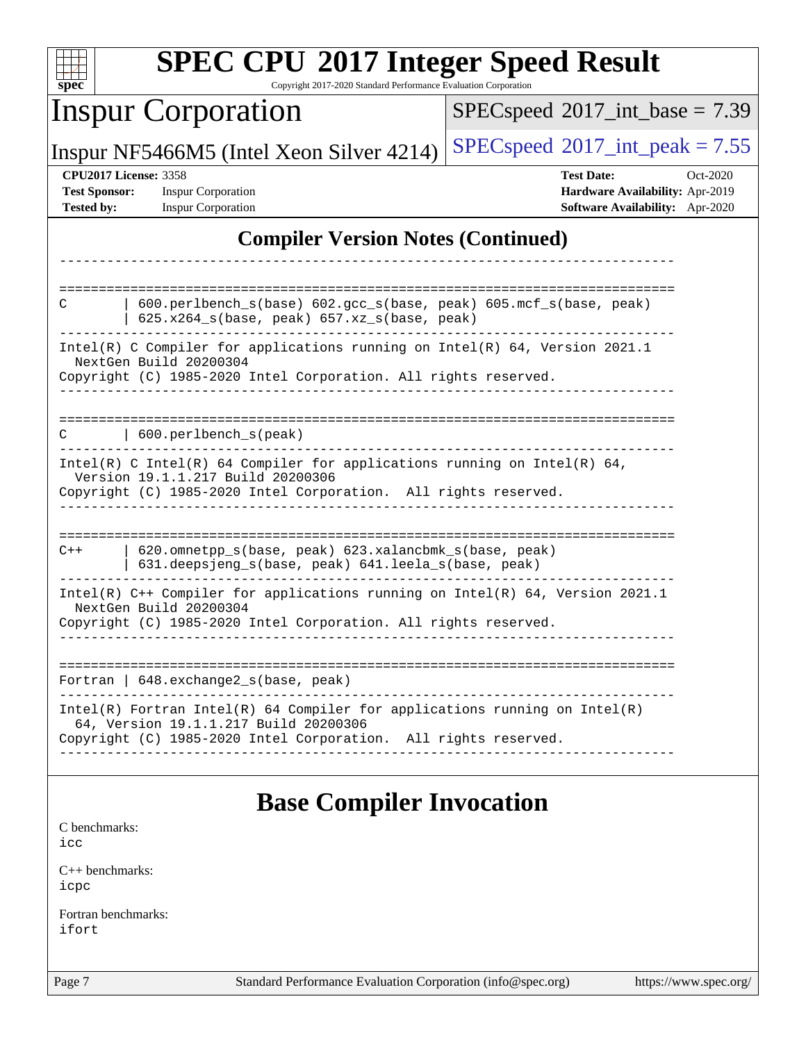# SPEC CPU 2017 Integer Speed Result

Copyright 2017-2020 Standard Performance Evaluation Corporation

**Inspur Corporation**

Inspur NF5466M5 (Intel Xeon Silver 4214)

SPECspeed 2017_int_base = 7.39

SPECspeed 2017_int_peak = 7.55

**CPU2017 License:** 3358
**Test Sponsor:** Inspur Corporation
**Tested by:** Inspur Corporation

**Test Date:** Oct-2020
**Hardware Availability:** Apr-2019
**Software Availability:** Apr-2020

## Compiler Version Notes (Continued)

```
------------------------------------------------------------------------------

==============================================================================
C       | 600.perlbench_s(base) 602.gcc_s(base, peak) 605.mcf_s(base, peak)
        | 625.x264_s(base, peak) 657.xz_s(base, peak)
------------------------------------------------------------------------------
Intel(R) C Compiler for applications running on Intel(R) 64, Version 2021.1
  NextGen Build 20200304
Copyright (C) 1985-2020 Intel Corporation. All rights reserved.
------------------------------------------------------------------------------

==============================================================================
C       | 600.perlbench_s(peak)
------------------------------------------------------------------------------
Intel(R) C Intel(R) 64 Compiler for applications running on Intel(R) 64,
  Version 19.1.1.217 Build 20200306
Copyright (C) 1985-2020 Intel Corporation.  All rights reserved.
------------------------------------------------------------------------------

==============================================================================
C++     | 620.omnetpp_s(base, peak) 623.xalancbmk_s(base, peak)
        | 631.deepsjeng_s(base, peak) 641.leela_s(base, peak)
------------------------------------------------------------------------------
Intel(R) C++ Compiler for applications running on Intel(R) 64, Version 2021.1
  NextGen Build 20200304
Copyright (C) 1985-2020 Intel Corporation. All rights reserved.
------------------------------------------------------------------------------

==============================================================================
Fortran | 648.exchange2_s(base, peak)
------------------------------------------------------------------------------
Intel(R) Fortran Intel(R) 64 Compiler for applications running on Intel(R)
  64, Version 19.1.1.217 Build 20200306
Copyright (C) 1985-2020 Intel Corporation.  All rights reserved.
------------------------------------------------------------------------------
```

## Base Compiler Invocation

C benchmarks:
icc

C++ benchmarks:
icpc

Fortran benchmarks:
ifort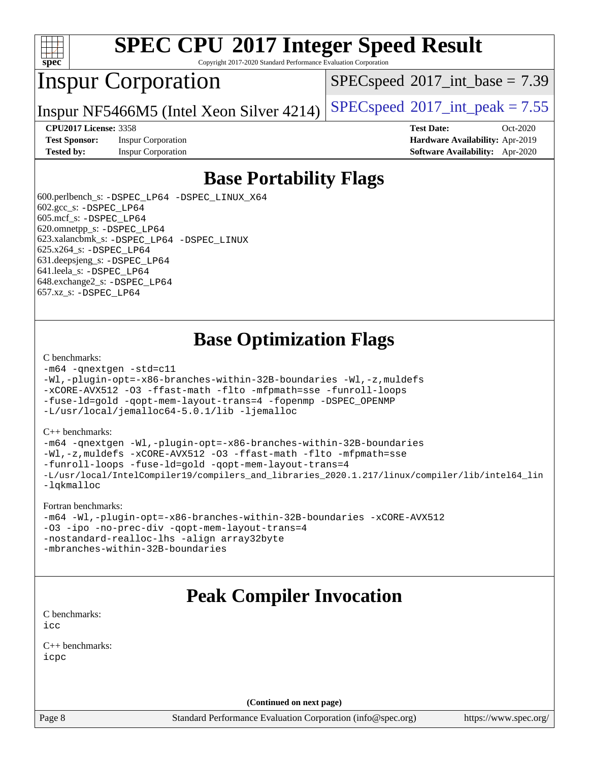# SPEC CPU 2017 Integer Speed Result

Copyright 2017-2020 Standard Performance Evaluation Corporation

# Inspur Corporation

Inspur NF5466M5 (Intel Xeon Silver 4214)

SPECspeed 2017_int_base = 7.39

SPECspeed 2017_int_peak = 7.55

**CPU2017 License:** 3358
**Test Sponsor:** Inspur Corporation
**Tested by:** Inspur Corporation

**Test Date:** Oct-2020
**Hardware Availability:** Apr-2019
**Software Availability:** Apr-2020

## Base Portability Flags

600.perlbench_s: `-DSPEC_LP64 -DSPEC_LINUX_X64`
602.gcc_s: `-DSPEC_LP64`
605.mcf_s: `-DSPEC_LP64`
620.omnetpp_s: `-DSPEC_LP64`
623.xalancbmk_s: `-DSPEC_LP64 -DSPEC_LINUX`
625.x264_s: `-DSPEC_LP64`
631.deepsjeng_s: `-DSPEC_LP64`
641.leela_s: `-DSPEC_LP64`
648.exchange2_s: `-DSPEC_LP64`
657.xz_s: `-DSPEC_LP64`

## Base Optimization Flags

C benchmarks:

```
-m64 -qnextgen -std=c11
-Wl,-plugin-opt=-x86-branches-within-32B-boundaries -Wl,-z,muldefs
-xCORE-AVX512 -O3 -ffast-math -flto -mfpmath=sse -funroll-loops
-fuse-ld=gold -qopt-mem-layout-trans=4 -fopenmp -DSPEC_OPENMP
-L/usr/local/jemalloc64-5.0.1/lib -ljemalloc
```

C++ benchmarks:

```
-m64 -qnextgen -Wl,-plugin-opt=-x86-branches-within-32B-boundaries
-Wl,-z,muldefs -xCORE-AVX512 -O3 -ffast-math -flto -mfpmath=sse
-funroll-loops -fuse-ld=gold -qopt-mem-layout-trans=4
-L/usr/local/IntelCompiler19/compilers_and_libraries_2020.1.217/linux/compiler/lib/intel64_lin
-lqkmalloc
```

Fortran benchmarks:

```
-m64 -Wl,-plugin-opt=-x86-branches-within-32B-boundaries -xCORE-AVX512
-O3 -ipo -no-prec-div -qopt-mem-layout-trans=4
-nostandard-realloc-lhs -align array32byte
-mbranches-within-32B-boundaries
```

## Peak Compiler Invocation

C benchmarks:
`icc`

C++ benchmarks:
`icpc`

**(Continued on next page)**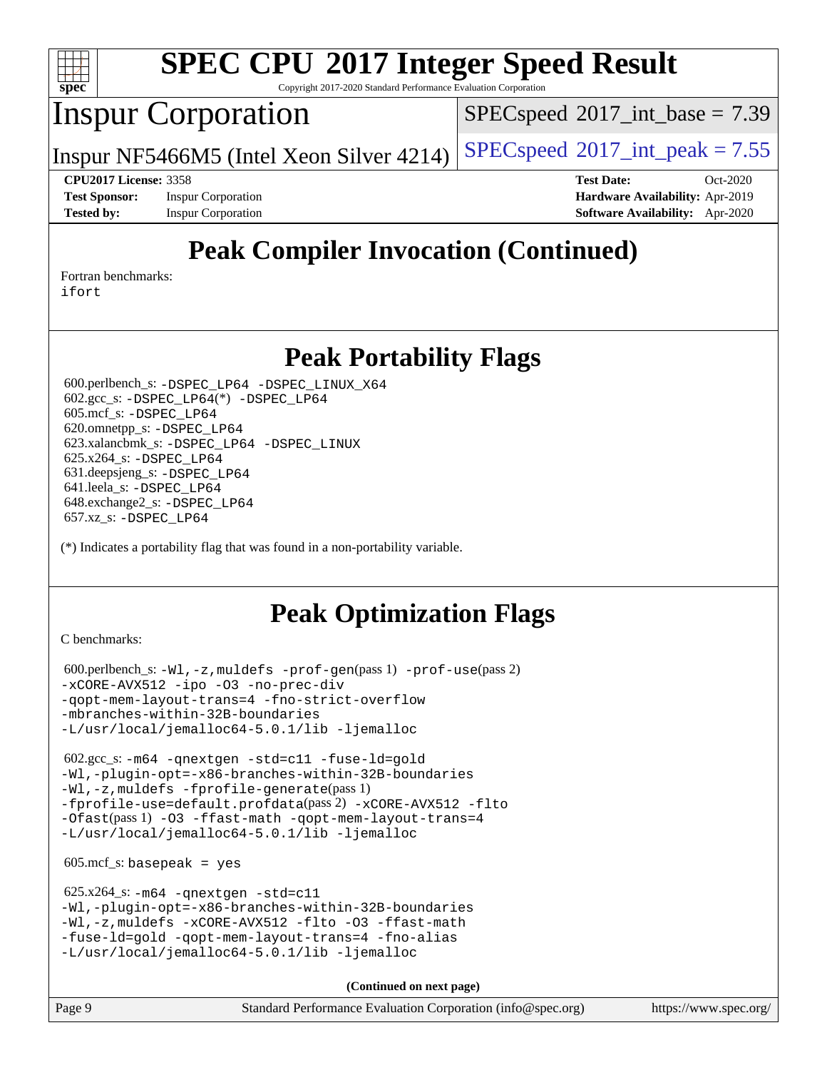# SPEC CPU 2017 Integer Speed Result

Copyright 2017-2020 Standard Performance Evaluation Corporation

# Inspur Corporation

SPECspeed 2017_int_base = 7.39

Inspur NF5466M5 (Intel Xeon Silver 4214)

SPECspeed 2017_int_peak = 7.55

**CPU2017 License:** 3358
**Test Sponsor:** Inspur Corporation
**Tested by:** Inspur Corporation

**Test Date:** Oct-2020
**Hardware Availability:** Apr-2019
**Software Availability:** Apr-2020

## Peak Compiler Invocation (Continued)

Fortran benchmarks:
ifort

## Peak Portability Flags

600.perlbench_s: -DSPEC_LP64 -DSPEC_LINUX_X64
602.gcc_s: -DSPEC_LP64(*) -DSPEC_LP64
605.mcf_s: -DSPEC_LP64
620.omnetpp_s: -DSPEC_LP64
623.xalancbmk_s: -DSPEC_LP64 -DSPEC_LINUX
625.x264_s: -DSPEC_LP64
631.deepsjeng_s: -DSPEC_LP64
641.leela_s: -DSPEC_LP64
648.exchange2_s: -DSPEC_LP64
657.xz_s: -DSPEC_LP64

(*) Indicates a portability flag that was found in a non-portability variable.

## Peak Optimization Flags

C benchmarks:

600.perlbench_s: -Wl,-z,muldefs -prof-gen(pass 1) -prof-use(pass 2) -xCORE-AVX512 -ipo -O3 -no-prec-div -qopt-mem-layout-trans=4 -fno-strict-overflow -mbranches-within-32B-boundaries -L/usr/local/jemalloc64-5.0.1/lib -ljemalloc

602.gcc_s: -m64 -qnextgen -std=c11 -fuse-ld=gold -Wl,-plugin-opt=-x86-branches-within-32B-boundaries -Wl,-z,muldefs -fprofile-generate(pass 1) -fprofile-use=default.profdata(pass 2) -xCORE-AVX512 -flto -Ofast(pass 1) -O3 -ffast-math -qopt-mem-layout-trans=4 -L/usr/local/jemalloc64-5.0.1/lib -ljemalloc

605.mcf_s: basepeak = yes

625.x264_s: -m64 -qnextgen -std=c11 -Wl,-plugin-opt=-x86-branches-within-32B-boundaries -Wl,-z,muldefs -xCORE-AVX512 -flto -O3 -ffast-math -fuse-ld=gold -qopt-mem-layout-trans=4 -fno-alias -L/usr/local/jemalloc64-5.0.1/lib -ljemalloc

**(Continued on next page)**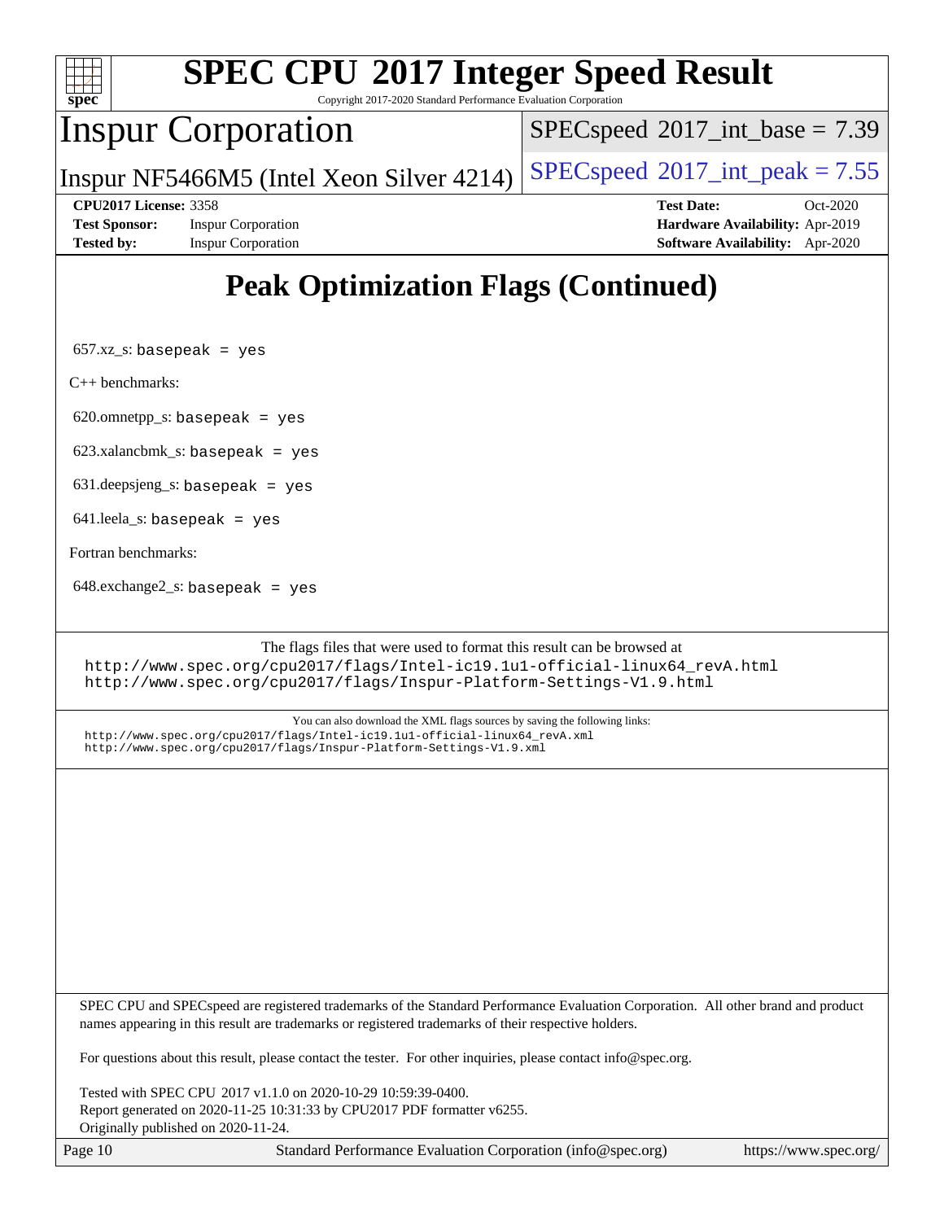# SPEC CPU 2017 Integer Speed Result

Copyright 2017-2020 Standard Performance Evaluation Corporation

# Inspur Corporation

Inspur NF5466M5 (Intel Xeon Silver 4214)

SPECspeed 2017_int_base = 7.39

SPECspeed 2017_int_peak = 7.55

**CPU2017 License:** 3358
**Test Sponsor:** Inspur Corporation
**Tested by:** Inspur Corporation

**Test Date:** Oct-2020
**Hardware Availability:** Apr-2019
**Software Availability:** Apr-2020

## Peak Optimization Flags (Continued)

657.xz_s: `basepeak = yes`

C++ benchmarks:

620.omnetpp_s: `basepeak = yes`

623.xalancbmk_s: `basepeak = yes`

631.deepsjeng_s: `basepeak = yes`

641.leela_s: `basepeak = yes`

Fortran benchmarks:

648.exchange2_s: `basepeak = yes`

The flags files that were used to format this result can be browsed at
http://www.spec.org/cpu2017/flags/Intel-ic19.1u1-official-linux64_revA.html
http://www.spec.org/cpu2017/flags/Inspur-Platform-Settings-V1.9.html

You can also download the XML flags sources by saving the following links:
http://www.spec.org/cpu2017/flags/Intel-ic19.1u1-official-linux64_revA.xml
http://www.spec.org/cpu2017/flags/Inspur-Platform-Settings-V1.9.xml

SPEC CPU and SPECspeed are registered trademarks of the Standard Performance Evaluation Corporation. All other brand and product names appearing in this result are trademarks or registered trademarks of their respective holders.

For questions about this result, please contact the tester. For other inquiries, please contact info@spec.org.

Tested with SPEC CPU 2017 v1.1.0 on 2020-10-29 10:59:39-0400.
Report generated on 2020-11-25 10:31:33 by CPU2017 PDF formatter v6255.
Originally published on 2020-11-24.

Standard Performance Evaluation Corporation (info@spec.org) https://www.spec.org/